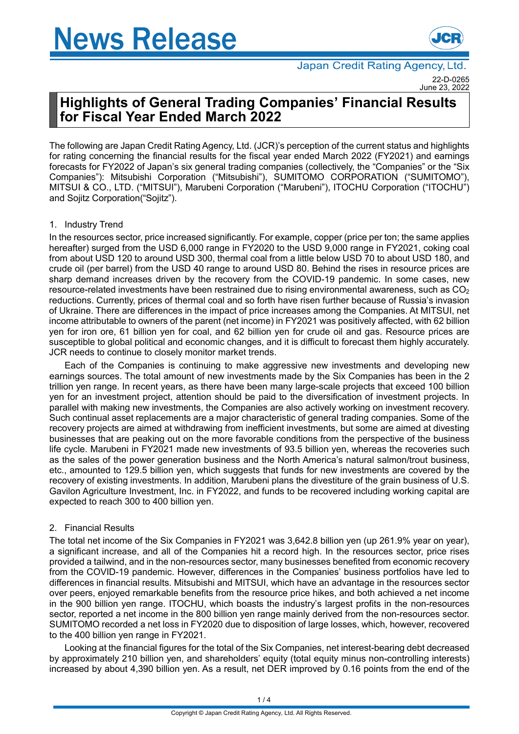# News Release

Japan Credit Rating Agency, Ltd.

22-D-0265
June 23, 2022

## Highlights of General Trading Companies' Financial Results for Fiscal Year Ended March 2022

The following are Japan Credit Rating Agency, Ltd. (JCR)'s perception of the current status and highlights for rating concerning the financial results for the fiscal year ended March 2022 (FY2021) and earnings forecasts for FY2022 of Japan's six general trading companies (collectively, the "Companies" or the "Six Companies"): Mitsubishi Corporation ("Mitsubishi"), SUMITOMO CORPORATION ("SUMITOMO"), MITSUI & CO., LTD. ("MITSUI"), Marubeni Corporation ("Marubeni"), ITOCHU Corporation ("ITOCHU") and Sojitz Corporation("Sojitz").

1. Industry Trend

In the resources sector, price increased significantly. For example, copper (price per ton; the same applies hereafter) surged from the USD 6,000 range in FY2020 to the USD 9,000 range in FY2021, coking coal from about USD 120 to around USD 300, thermal coal from a little below USD 70 to about USD 180, and crude oil (per barrel) from the USD 40 range to around USD 80. Behind the rises in resource prices are sharp demand increases driven by the recovery from the COVID-19 pandemic. In some cases, new resource-related investments have been restrained due to rising environmental awareness, such as $CO_2$ reductions. Currently, prices of thermal coal and so forth have risen further because of Russia's invasion of Ukraine. There are differences in the impact of price increases among the Companies. At MITSUI, net income attributable to owners of the parent (net income) in FY2021 was positively affected, with 62 billion yen for iron ore, 61 billion yen for coal, and 62 billion yen for crude oil and gas. Resource prices are susceptible to global political and economic changes, and it is difficult to forecast them highly accurately. JCR needs to continue to closely monitor market trends.

Each of the Companies is continuing to make aggressive new investments and developing new earnings sources. The total amount of new investments made by the Six Companies has been in the 2 trillion yen range. In recent years, as there have been many large-scale projects that exceed 100 billion yen for an investment project, attention should be paid to the diversification of investment projects. In parallel with making new investments, the Companies are also actively working on investment recovery. Such continual asset replacements are a major characteristic of general trading companies. Some of the recovery projects are aimed at withdrawing from inefficient investments, but some are aimed at divesting businesses that are peaking out on the more favorable conditions from the perspective of the business life cycle. Marubeni in FY2021 made new investments of 93.5 billion yen, whereas the recoveries such as the sales of the power generation business and the North America's natural salmon/trout business, etc., amounted to 129.5 billion yen, which suggests that funds for new investments are covered by the recovery of existing investments. In addition, Marubeni plans the divestiture of the grain business of U.S. Gavilon Agriculture Investment, Inc. in FY2022, and funds to be recovered including working capital are expected to reach 300 to 400 billion yen.

2. Financial Results

The total net income of the Six Companies in FY2021 was 3,642.8 billion yen (up 261.9% year on year), a significant increase, and all of the Companies hit a record high. In the resources sector, price rises provided a tailwind, and in the non-resources sector, many businesses benefited from economic recovery from the COVID-19 pandemic. However, differences in the Companies' business portfolios have led to differences in financial results. Mitsubishi and MITSUI, which have an advantage in the resources sector over peers, enjoyed remarkable benefits from the resource price hikes, and both achieved a net income in the 900 billion yen range. ITOCHU, which boasts the industry's largest profits in the non-resources sector, reported a net income in the 800 billion yen range mainly derived from the non-resources sector. SUMITOMO recorded a net loss in FY2020 due to disposition of large losses, which, however, recovered to the 400 billion yen range in FY2021.

Looking at the financial figures for the total of the Six Companies, net interest-bearing debt decreased by approximately 210 billion yen, and shareholders' equity (total equity minus non-controlling interests) increased by about 4,390 billion yen. As a result, net DER improved by 0.16 points from the end of the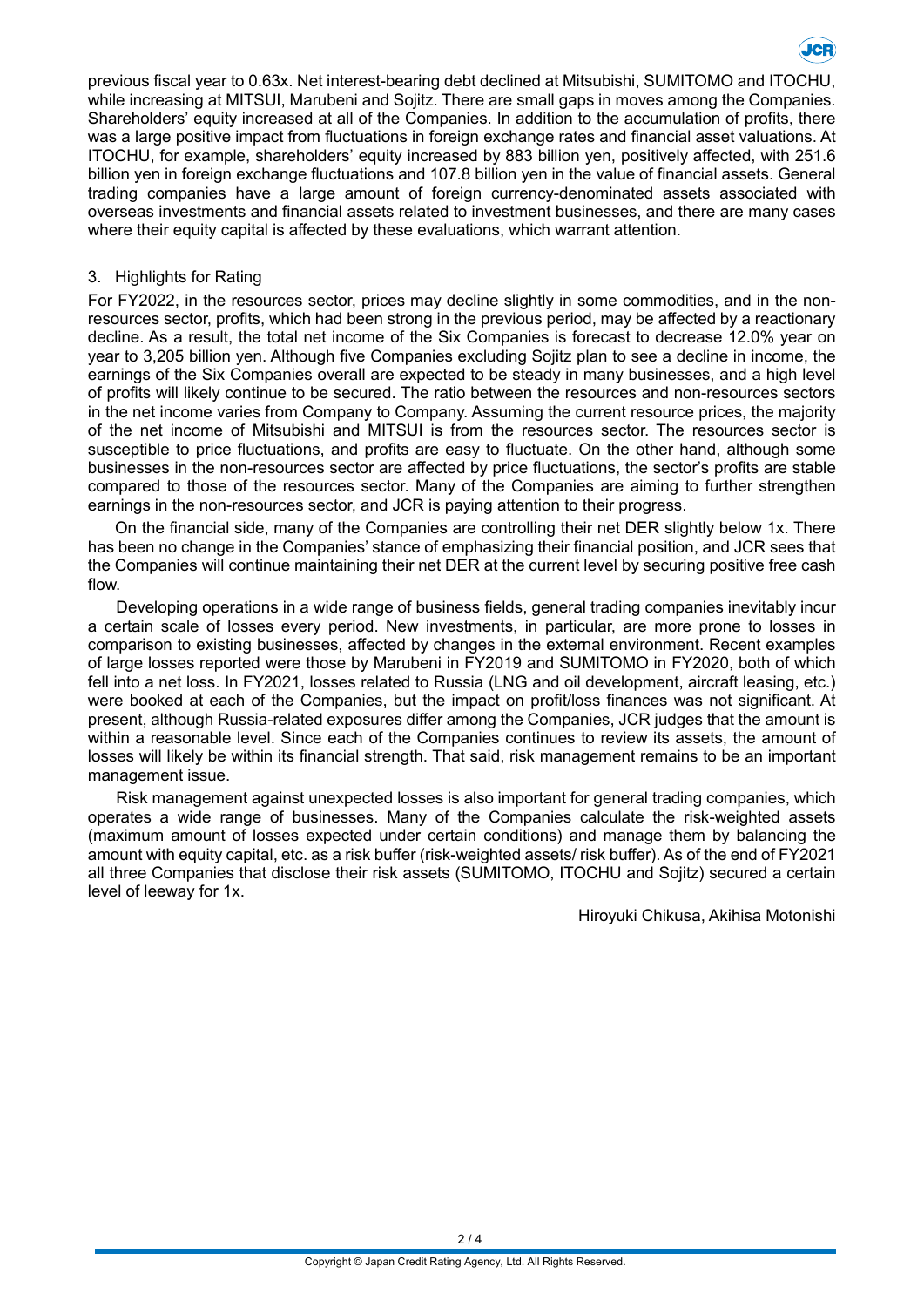previous fiscal year to 0.63x. Net interest-bearing debt declined at Mitsubishi, SUMITOMO and ITOCHU, while increasing at MITSUI, Marubeni and Sojitz. There are small gaps in moves among the Companies. Shareholders' equity increased at all of the Companies. In addition to the accumulation of profits, there was a large positive impact from fluctuations in foreign exchange rates and financial asset valuations. At ITOCHU, for example, shareholders' equity increased by 883 billion yen, positively affected, with 251.6 billion yen in foreign exchange fluctuations and 107.8 billion yen in the value of financial assets. General trading companies have a large amount of foreign currency-denominated assets associated with overseas investments and financial assets related to investment businesses, and there are many cases where their equity capital is affected by these evaluations, which warrant attention.

## 3. Highlights for Rating

For FY2022, in the resources sector, prices may decline slightly in some commodities, and in the non-resources sector, profits, which had been strong in the previous period, may be affected by a reactionary decline. As a result, the total net income of the Six Companies is forecast to decrease 12.0% year on year to 3,205 billion yen. Although five Companies excluding Sojitz plan to see a decline in income, the earnings of the Six Companies overall are expected to be steady in many businesses, and a high level of profits will likely continue to be secured. The ratio between the resources and non-resources sectors in the net income varies from Company to Company. Assuming the current resource prices, the majority of the net income of Mitsubishi and MITSUI is from the resources sector. The resources sector is susceptible to price fluctuations, and profits are easy to fluctuate. On the other hand, although some businesses in the non-resources sector are affected by price fluctuations, the sector's profits are stable compared to those of the resources sector. Many of the Companies are aiming to further strengthen earnings in the non-resources sector, and JCR is paying attention to their progress.

On the financial side, many of the Companies are controlling their net DER slightly below 1x. There has been no change in the Companies' stance of emphasizing their financial position, and JCR sees that the Companies will continue maintaining their net DER at the current level by securing positive free cash flow.

Developing operations in a wide range of business fields, general trading companies inevitably incur a certain scale of losses every period. New investments, in particular, are more prone to losses in comparison to existing businesses, affected by changes in the external environment. Recent examples of large losses reported were those by Marubeni in FY2019 and SUMITOMO in FY2020, both of which fell into a net loss. In FY2021, losses related to Russia (LNG and oil development, aircraft leasing, etc.) were booked at each of the Companies, but the impact on profit/loss finances was not significant. At present, although Russia-related exposures differ among the Companies, JCR judges that the amount is within a reasonable level. Since each of the Companies continues to review its assets, the amount of losses will likely be within its financial strength. That said, risk management remains to be an important management issue.

Risk management against unexpected losses is also important for general trading companies, which operates a wide range of businesses. Many of the Companies calculate the risk-weighted assets (maximum amount of losses expected under certain conditions) and manage them by balancing the amount with equity capital, etc. as a risk buffer (risk-weighted assets/ risk buffer). As of the end of FY2021 all three Companies that disclose their risk assets (SUMITOMO, ITOCHU and Sojitz) secured a certain level of leeway for 1x.

Hiroyuki Chikusa, Akihisa Motonishi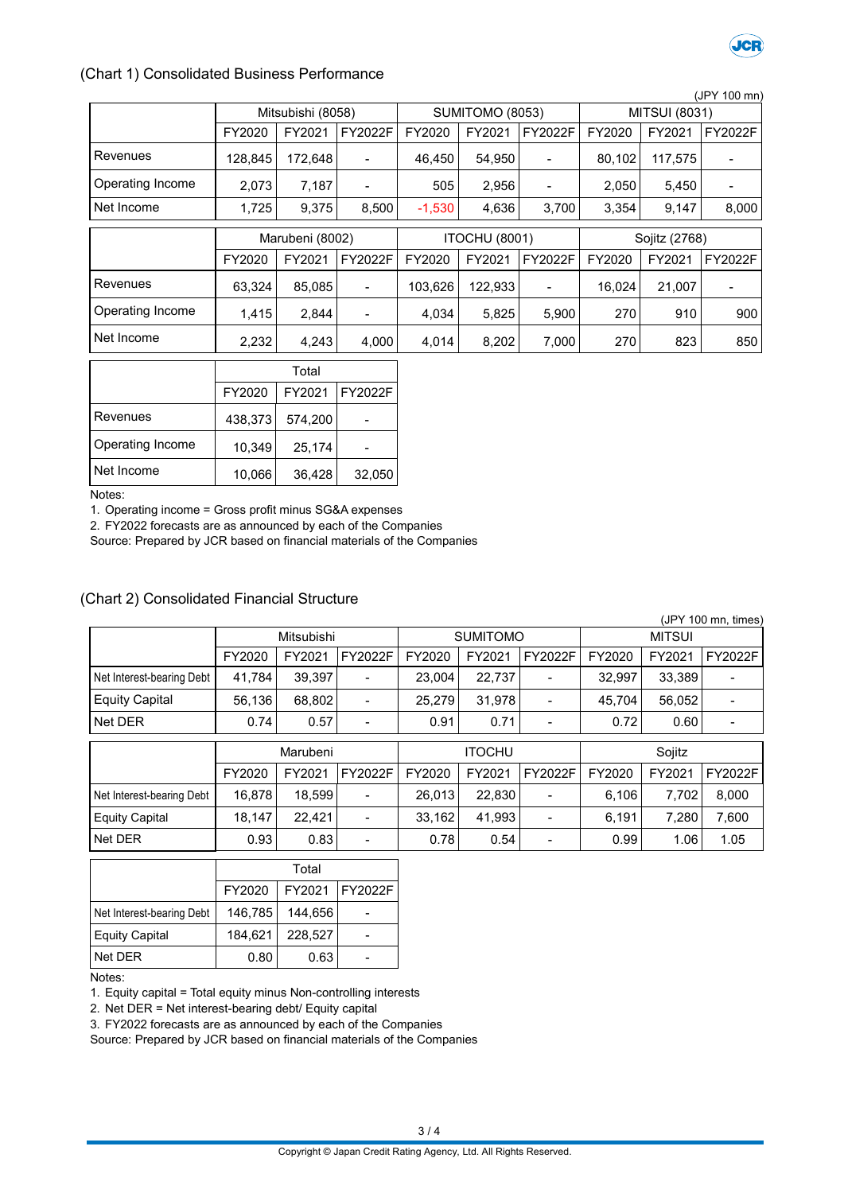## (Chart 1) Consolidated Business Performance

(JPY 100 mn)

| | Mitsubishi (8058) | | | SUMITOMO (8053) | | | MITSUI (8031) | | |
|---|---|---|---|---|---|---|---|---|---|
| | FY2020 | FY2021 | FY2022F | FY2020 | FY2021 | FY2022F | FY2020 | FY2021 | FY2022F |
| Revenues | 128,845 | 172,648 | - | 46,450 | 54,950 | - | 80,102 | 117,575 | - |
| Operating Income | 2,073 | 7,187 | - | 505 | 2,956 | - | 2,050 | 5,450 | - |
| Net Income | 1,725 | 9,375 | 8,500 | -1,530 | 4,636 | 3,700 | 3,354 | 9,147 | 8,000 |

| | Marubeni (8002) | | | ITOCHU (8001) | | | Sojitz (2768) | | |
|---|---|---|---|---|---|---|---|---|---|
| | FY2020 | FY2021 | FY2022F | FY2020 | FY2021 | FY2022F | FY2020 | FY2021 | FY2022F |
| Revenues | 63,324 | 85,085 | - | 103,626 | 122,933 | - | 16,024 | 21,007 | - |
| Operating Income | 1,415 | 2,844 | - | 4,034 | 5,825 | 5,900 | 270 | 910 | 900 |
| Net Income | 2,232 | 4,243 | 4,000 | 4,014 | 8,202 | 7,000 | 270 | 823 | 850 |

| | Total | | |
|---|---|---|---|
| | FY2020 | FY2021 | FY2022F |
| Revenues | 438,373 | 574,200 | - |
| Operating Income | 10,349 | 25,174 | - |
| Net Income | 10,066 | 36,428 | 32,050 |

Notes:

1. Operating income = Gross profit minus SG&A expenses
2. FY2022 forecasts are as announced by each of the Companies

Source: Prepared by JCR based on financial materials of the Companies

## (Chart 2) Consolidated Financial Structure

(JPY 100 mn, times)

| | Mitsubishi | | | SUMITOMO | | | MITSUI | | |
|---|---|---|---|---|---|---|---|---|---|
| | FY2020 | FY2021 | FY2022F | FY2020 | FY2021 | FY2022F | FY2020 | FY2021 | FY2022F |
| Net Interest-bearing Debt | 41,784 | 39,397 | - | 23,004 | 22,737 | - | 32,997 | 33,389 | - |
| Equity Capital | 56,136 | 68,802 | - | 25,279 | 31,978 | - | 45,704 | 56,052 | - |
| Net DER | 0.74 | 0.57 | - | 0.91 | 0.71 | - | 0.72 | 0.60 | - |

| | Marubeni | | | ITOCHU | | | Sojitz | | |
|---|---|---|---|---|---|---|---|---|---|
| | FY2020 | FY2021 | FY2022F | FY2020 | FY2021 | FY2022F | FY2020 | FY2021 | FY2022F |
| Net Interest-bearing Debt | 16,878 | 18,599 | - | 26,013 | 22,830 | - | 6,106 | 7,702 | 8,000 |
| Equity Capital | 18,147 | 22,421 | - | 33,162 | 41,993 | - | 6,191 | 7,280 | 7,600 |
| Net DER | 0.93 | 0.83 | - | 0.78 | 0.54 | - | 0.99 | 1.06 | 1.05 |

| | Total | | |
|---|---|---|---|
| | FY2020 | FY2021 | FY2022F |
| Net Interest-bearing Debt | 146,785 | 144,656 | - |
| Equity Capital | 184,621 | 228,527 | - |
| Net DER | 0.80 | 0.63 | - |

Notes:

1. Equity capital = Total equity minus Non-controlling interests
2. Net DER = Net interest-bearing debt/ Equity capital
3. FY2022 forecasts are as announced by each of the Companies

Source: Prepared by JCR based on financial materials of the Companies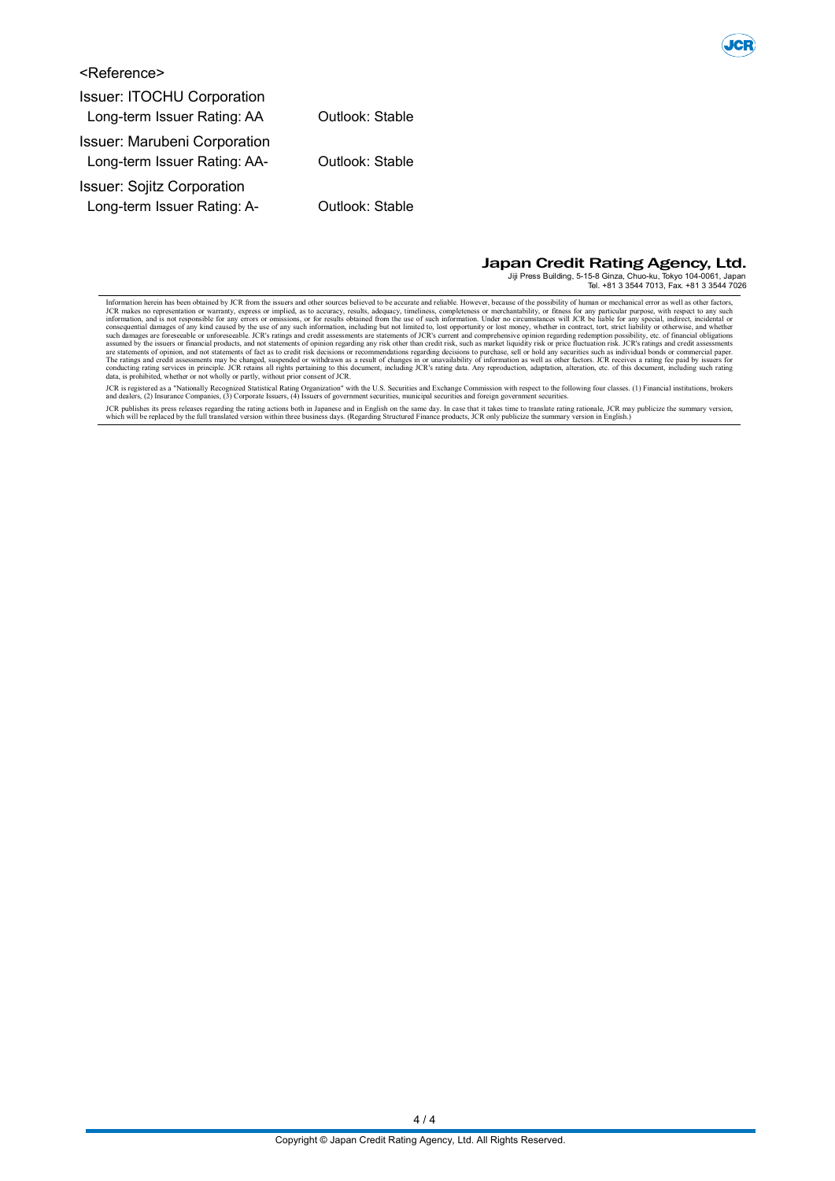<Reference>

Issuer: ITOCHU Corporation
Long-term Issuer Rating: AA Outlook: Stable

Issuer: Marubeni Corporation
Long-term Issuer Rating: AA- Outlook: Stable

Issuer: Sojitz Corporation
Long-term Issuer Rating: A- Outlook: Stable

**Japan Credit Rating Agency, Ltd.**
Jiji Press Building, 5-15-8 Ginza, Chuo-ku, Tokyo 104-0061, Japan
Tel. +81 3 3544 7013, Fax. +81 3 3544 7026

Information herein has been obtained by JCR from the issuers and other sources believed to be accurate and reliable. However, because of the possibility of human or mechanical error as well as other factors, JCR makes no representation or warranty, express or implied, as to accuracy, results, adequacy, timeliness, completeness or merchantability, or fitness for any particular purpose, with respect to any such information, and is not responsible for any errors or omissions, or for results obtained from the use of such information. Under no circumstances will JCR be liable for any special, indirect, incidental or consequential damages of any kind caused by the use of any such information, including but not limited to, lost opportunity or lost money, whether in contract, tort, strict liability or otherwise, and whether such damages are foreseeable or unforeseeable. JCR's ratings and credit assessments are statements of JCR's current and comprehensive opinion regarding redemption possibility, etc. of financial obligations assumed by the issuers or financial products, and not statements of opinion regarding any risk other than credit risk, such as market liquidity risk or price fluctuation risk. JCR's ratings and credit assessments are statements of opinion, and not statements of fact as to credit risk decisions or recommendations regarding decisions to purchase, sell or hold any securities such as individual bonds or commercial paper. The ratings and credit assessments may be changed, suspended or withdrawn as a result of changes in or unavailability of information as well as other factors. JCR receives a rating fee paid by issuers for conducting rating services in principle. JCR retains all rights pertaining to this document, including JCR's rating data. Any reproduction, adaptation, alteration, etc. of this document, including such rating data, is prohibited, whether or not wholly or partly, without prior consent of JCR.

JCR is registered as a "Nationally Recognized Statistical Rating Organization" with the U.S. Securities and Exchange Commission with respect to the following four classes. (1) Financial institutions, brokers and dealers, (2) Insurance Companies, (3) Corporate Issuers, (4) Issuers of government securities, municipal securities and foreign government securities.

JCR publishes its press releases regarding the rating actions both in Japanese and in English on the same day. In case that it takes time to translate rating rationale, JCR may publicize the summary version, which will be replaced by the full translated version within three business days. (Regarding Structured Finance products, JCR only publicize the summary version in English.)